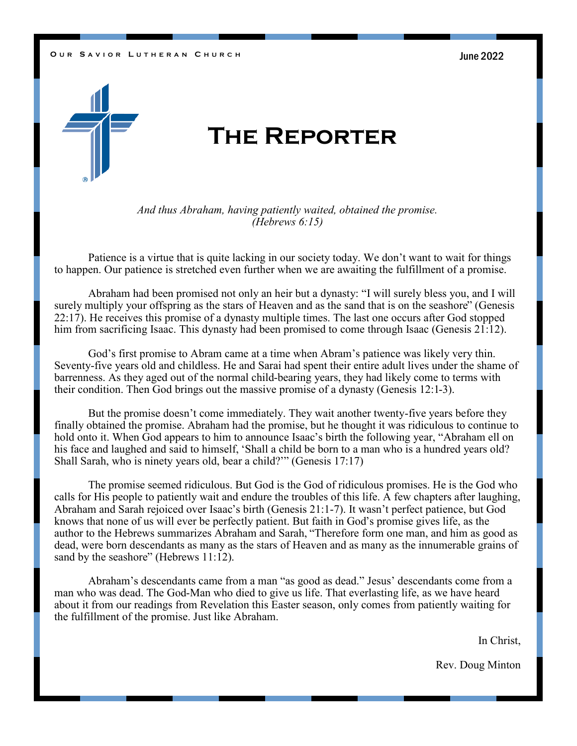OUR SAVIOR LUTHERAN CHURCH

June 2022

# The Reporter

*And thus Abraham, having patiently waited, obtained the promise.*
*(Hebrews 6:15)*

Patience is a virtue that is quite lacking in our society today. We don't want to wait for things to happen. Our patience is stretched even further when we are awaiting the fulfillment of a promise.

Abraham had been promised not only an heir but a dynasty: "I will surely bless you, and I will surely multiply your offspring as the stars of Heaven and as the sand that is on the seashore" (Genesis 22:17). He receives this promise of a dynasty multiple times. The last one occurs after God stopped him from sacrificing Isaac. This dynasty had been promised to come through Isaac (Genesis 21:12).

God's first promise to Abram came at a time when Abram's patience was likely very thin. Seventy-five years old and childless. He and Sarai had spent their entire adult lives under the shame of barrenness. As they aged out of the normal child-bearing years, they had likely come to terms with their condition. Then God brings out the massive promise of a dynasty (Genesis 12:1-3).

But the promise doesn't come immediately. They wait another twenty-five years before they finally obtained the promise. Abraham had the promise, but he thought it was ridiculous to continue to hold onto it. When God appears to him to announce Isaac's birth the following year, "Abraham ell on his face and laughed and said to himself, 'Shall a child be born to a man who is a hundred years old? Shall Sarah, who is ninety years old, bear a child?'" (Genesis 17:17)

The promise seemed ridiculous. But God is the God of ridiculous promises. He is the God who calls for His people to patiently wait and endure the troubles of this life. A few chapters after laughing, Abraham and Sarah rejoiced over Isaac's birth (Genesis 21:1-7). It wasn't perfect patience, but God knows that none of us will ever be perfectly patient. But faith in God's promise gives life, as the author to the Hebrews summarizes Abraham and Sarah, "Therefore form one man, and him as good as dead, were born descendants as many as the stars of Heaven and as many as the innumerable grains of sand by the seashore" (Hebrews 11:12).

Abraham's descendants came from a man "as good as dead." Jesus' descendants come from a man who was dead. The God-Man who died to give us life. That everlasting life, as we have heard about it from our readings from Revelation this Easter season, only comes from patiently waiting for the fulfillment of the promise. Just like Abraham.

In Christ,

Rev. Doug Minton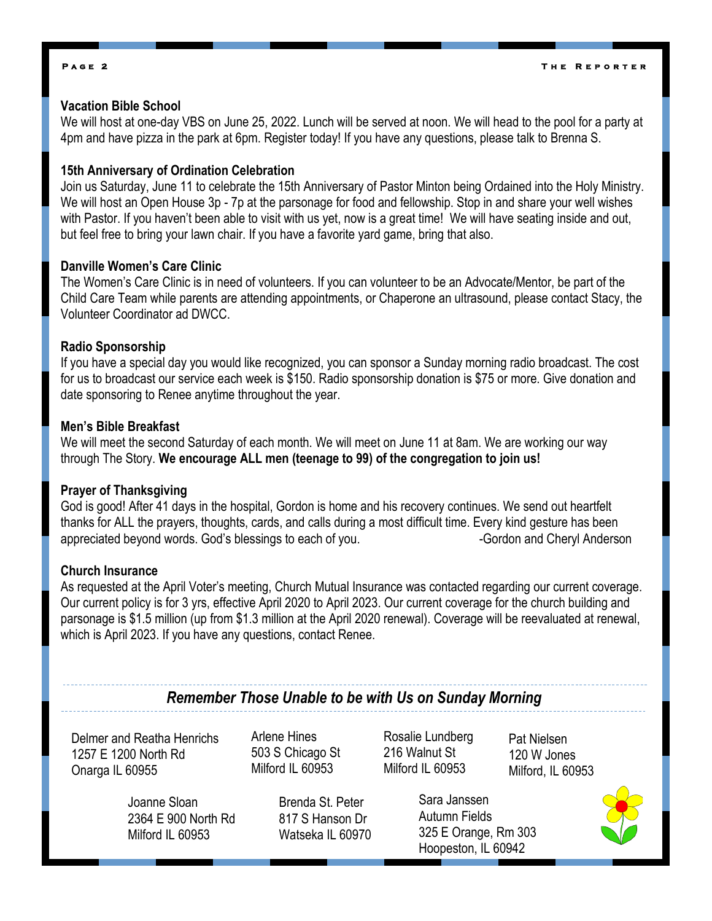### Vacation Bible School

We will host at one-day VBS on June 25, 2022. Lunch will be served at noon. We will head to the pool for a party at 4pm and have pizza in the park at 6pm. Register today! If you have any questions, please talk to Brenna S.

### 15th Anniversary of Ordination Celebration

Join us Saturday, June 11 to celebrate the 15th Anniversary of Pastor Minton being Ordained into the Holy Ministry. We will host an Open House 3p - 7p at the parsonage for food and fellowship. Stop in and share your well wishes with Pastor. If you haven't been able to visit with us yet, now is a great time! We will have seating inside and out, but feel free to bring your lawn chair. If you have a favorite yard game, bring that also.

### Danville Women's Care Clinic

The Women's Care Clinic is in need of volunteers. If you can volunteer to be an Advocate/Mentor, be part of the Child Care Team while parents are attending appointments, or Chaperone an ultrasound, please contact Stacy, the Volunteer Coordinator ad DWCC.

### Radio Sponsorship

If you have a special day you would like recognized, you can sponsor a Sunday morning radio broadcast. The cost for us to broadcast our service each week is $150. Radio sponsorship donation is $75 or more. Give donation and date sponsoring to Renee anytime throughout the year.

### Men's Bible Breakfast

We will meet the second Saturday of each month. We will meet on June 11 at 8am. We are working our way through The Story. **We encourage ALL men (teenage to 99) of the congregation to join us!**

### Prayer of Thanksgiving

God is good! After 41 days in the hospital, Gordon is home and his recovery continues. We send out heartfelt thanks for ALL the prayers, thoughts, cards, and calls during a most difficult time. Every kind gesture has been appreciated beyond words. God's blessings to each of you.

-Gordon and Cheryl Anderson

### Church Insurance

As requested at the April Voter's meeting, Church Mutual Insurance was contacted regarding our current coverage. Our current policy is for 3 yrs, effective April 2020 to April 2023. Our current coverage for the church building and parsonage is $1.5 million (up from $1.3 million at the April 2020 renewal). Coverage will be reevaluated at renewal, which is April 2023. If you have any questions, contact Renee.

---

## *Remember Those Unable to be with Us on Sunday Morning*

Delmer and Reatha Henrichs
1257 E 1200 North Rd
Onarga IL 60955

Arlene Hines
503 S Chicago St
Milford IL 60953

Rosalie Lundberg
216 Walnut St
Milford IL 60953

Pat Nielsen
120 W Jones
Milford, IL 60953

Joanne Sloan
2364 E 900 North Rd
Milford IL 60953

Brenda St. Peter
817 S Hanson Dr
Watseka IL 60970

Sara Janssen
Autumn Fields
325 E Orange, Rm 303
Hoopeston, IL 60942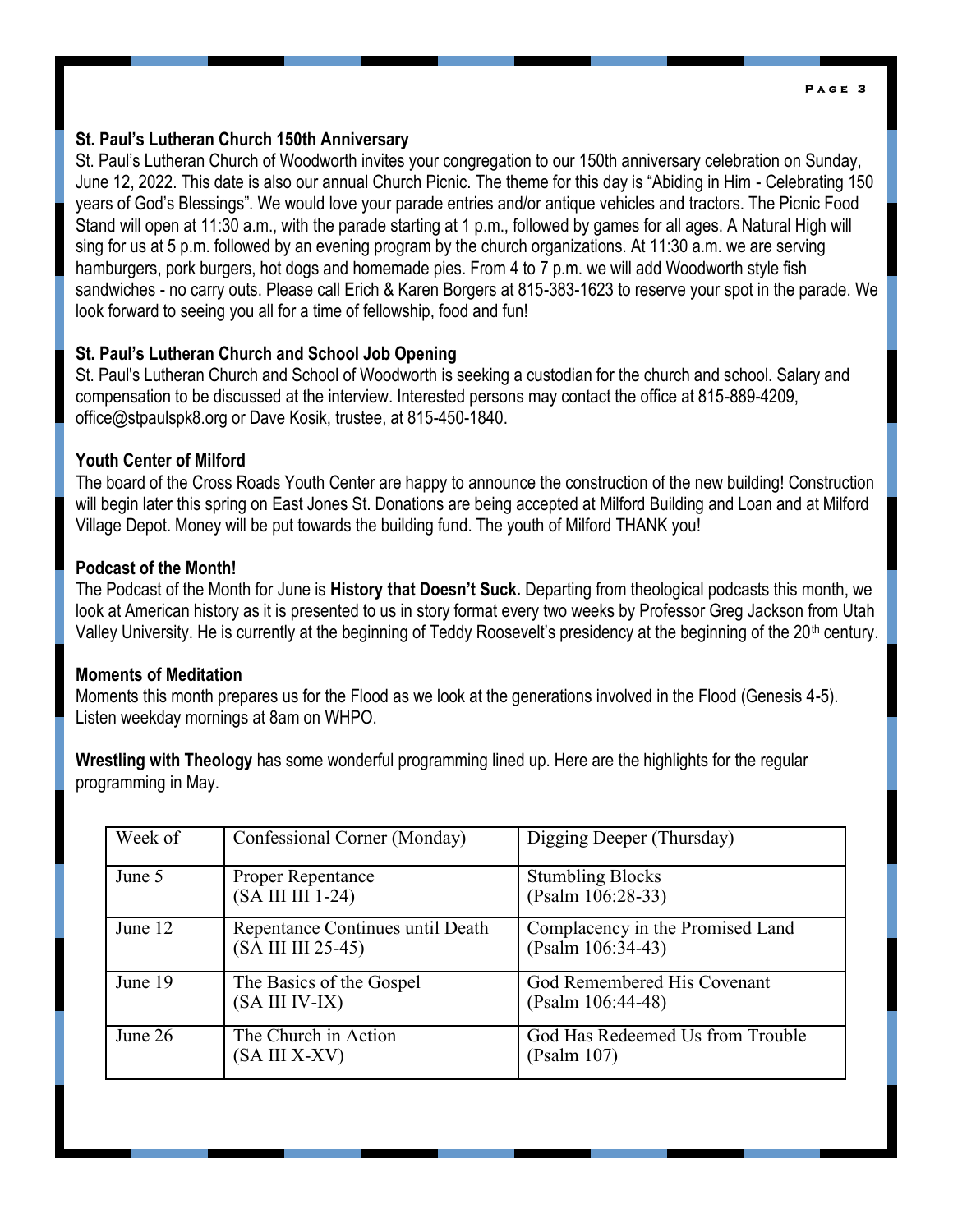### St. Paul's Lutheran Church 150th Anniversary

St. Paul's Lutheran Church of Woodworth invites your congregation to our 150th anniversary celebration on Sunday, June 12, 2022. This date is also our annual Church Picnic. The theme for this day is "Abiding in Him - Celebrating 150 years of God's Blessings". We would love your parade entries and/or antique vehicles and tractors. The Picnic Food Stand will open at 11:30 a.m., with the parade starting at 1 p.m., followed by games for all ages. A Natural High will sing for us at 5 p.m. followed by an evening program by the church organizations. At 11:30 a.m. we are serving hamburgers, pork burgers, hot dogs and homemade pies. From 4 to 7 p.m. we will add Woodworth style fish sandwiches - no carry outs. Please call Erich & Karen Borgers at 815-383-1623 to reserve your spot in the parade. We look forward to seeing you all for a time of fellowship, food and fun!

### St. Paul's Lutheran Church and School Job Opening

St. Paul's Lutheran Church and School of Woodworth is seeking a custodian for the church and school. Salary and compensation to be discussed at the interview. Interested persons may contact the office at 815-889-4209, office@stpaulspk8.org or Dave Kosik, trustee, at 815-450-1840.

### Youth Center of Milford

The board of the Cross Roads Youth Center are happy to announce the construction of the new building! Construction will begin later this spring on East Jones St. Donations are being accepted at Milford Building and Loan and at Milford Village Depot. Money will be put towards the building fund. The youth of Milford THANK you!

### Podcast of the Month!

The Podcast of the Month for June is **History that Doesn't Suck.** Departing from theological podcasts this month, we look at American history as it is presented to us in story format every two weeks by Professor Greg Jackson from Utah Valley University. He is currently at the beginning of Teddy Roosevelt's presidency at the beginning of the 20th century.

### Moments of Meditation

Moments this month prepares us for the Flood as we look at the generations involved in the Flood (Genesis 4-5). Listen weekday mornings at 8am on WHPO.

**Wrestling with Theology** has some wonderful programming lined up. Here are the highlights for the regular programming in May.

| Week of | Confessional Corner (Monday) | Digging Deeper (Thursday) |
|---|---|---|
| June 5 | Proper Repentance (SA III III 1-24) | Stumbling Blocks (Psalm 106:28-33) |
| June 12 | Repentance Continues until Death (SA III III 25-45) | Complacency in the Promised Land (Psalm 106:34-43) |
| June 19 | The Basics of the Gospel (SA III IV-IX) | God Remembered His Covenant (Psalm 106:44-48) |
| June 26 | The Church in Action (SA III X-XV) | God Has Redeemed Us from Trouble (Psalm 107) |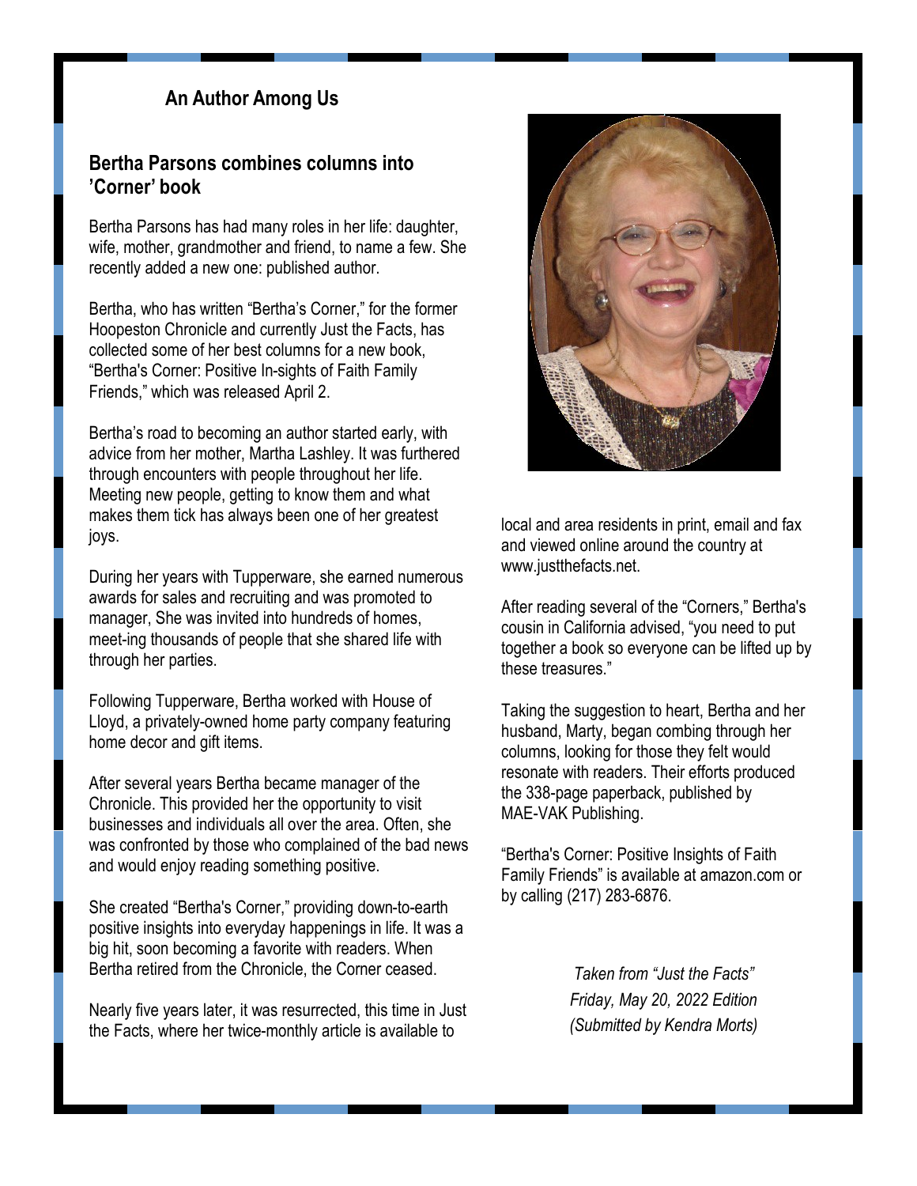## An Author Among Us

### Bertha Parsons combines columns into 'Corner' book

Bertha Parsons has had many roles in her life: daughter, wife, mother, grandmother and friend, to name a few. She recently added a new one: published author.

Bertha, who has written "Bertha's Corner," for the former Hoopeston Chronicle and currently Just the Facts, has collected some of her best columns for a new book, "Bertha's Corner: Positive In-sights of Faith Family Friends," which was released April 2.

Bertha's road to becoming an author started early, with advice from her mother, Martha Lashley. It was furthered through encounters with people throughout her life. Meeting new people, getting to know them and what makes them tick has always been one of her greatest joys.

During her years with Tupperware, she earned numerous awards for sales and recruiting and was promoted to manager, She was invited into hundreds of homes, meet-ing thousands of people that she shared life with through her parties.

Following Tupperware, Bertha worked with House of Lloyd, a privately-owned home party company featuring home decor and gift items.

After several years Bertha became manager of the Chronicle. This provided her the opportunity to visit businesses and individuals all over the area. Often, she was confronted by those who complained of the bad news and would enjoy reading something positive.

She created "Bertha's Corner," providing down-to-earth positive insights into everyday happenings in life. It was a big hit, soon becoming a favorite with readers. When Bertha retired from the Chronicle, the Corner ceased.

Nearly five years later, it was resurrected, this time in Just the Facts, where her twice-monthly article is available to local and area residents in print, email and fax and viewed online around the country at www.justthefacts.net.

After reading several of the "Corners," Bertha's cousin in California advised, "you need to put together a book so everyone can be lifted up by these treasures."

Taking the suggestion to heart, Bertha and her husband, Marty, began combing through her columns, looking for those they felt would resonate with readers. Their efforts produced the 338-page paperback, published by MAE-VAK Publishing.

"Bertha's Corner: Positive Insights of Faith Family Friends" is available at amazon.com or by calling (217) 283-6876.

*Taken from "Just the Facts"*
*Friday, May 20, 2022 Edition*
*(Submitted by Kendra Morts)*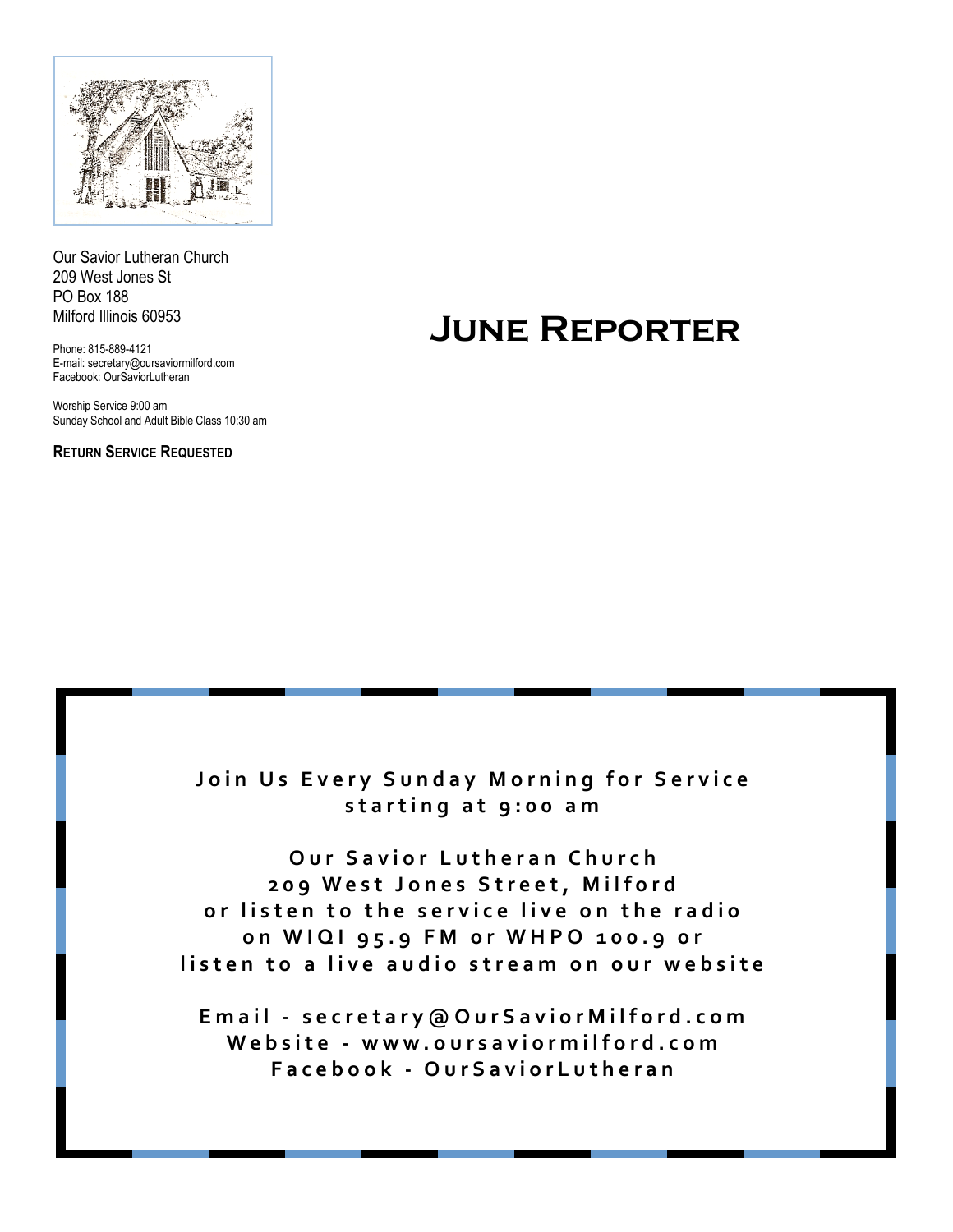Our Savior Lutheran Church
209 West Jones St
PO Box 188
Milford Illinois 60953

Phone: 815-889-4121
E-mail: secretary@oursaviormilford.com
Facebook: OurSaviorLutheran

Worship Service 9:00 am
Sunday School and Adult Bible Class 10:30 am

**RETURN SERVICE REQUESTED**

# June Reporter

**Join Us Every Sunday Morning for Service starting at 9:00 am**

**Our Savior Lutheran Church**
**209 West Jones Street, Milford**
**or listen to the service live on the radio on WIQI 95.9 FM or WHPO 100.9 or listen to a live audio stream on our website**

**Email - secretary@OurSaviorMilford.com**
**Website - www.oursaviormilford.com**
**Facebook - OurSaviorLutheran**